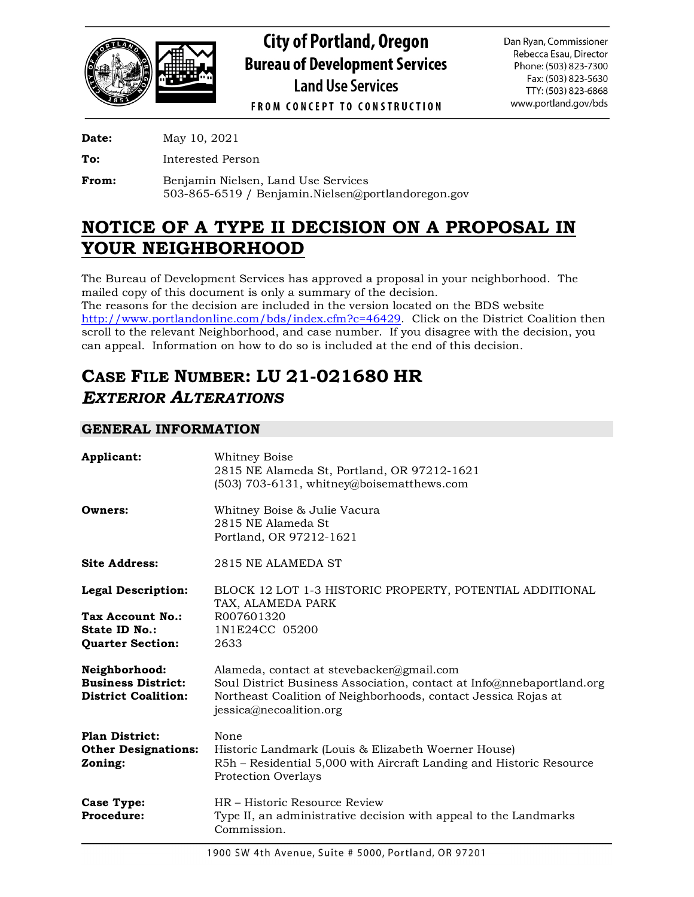City of Portland, Oregon
Bureau of Development Services
Land Use Services
FROM CONCEPT TO CONSTRUCTION

Dan Ryan, Commissioner
Rebecca Esau, Director
Phone: (503) 823-7300
Fax: (503) 823-5630
TTY: (503) 823-6868
www.portland.gov/bds

**Date:** May 10, 2021

**To:** Interested Person

**From:** Benjamin Nielsen, Land Use Services
503-865-6519 / Benjamin.Nielsen@portlandoregon.gov

# NOTICE OF A TYPE II DECISION ON A PROPOSAL IN YOUR NEIGHBORHOOD

The Bureau of Development Services has approved a proposal in your neighborhood. The mailed copy of this document is only a summary of the decision.
The reasons for the decision are included in the version located on the BDS website http://www.portlandonline.com/bds/index.cfm?c=46429. Click on the District Coalition then scroll to the relevant Neighborhood, and case number. If you disagree with the decision, you can appeal. Information on how to do so is included at the end of this decision.

# CASE FILE NUMBER: LU 21-021680 HR
## *EXTERIOR ALTERATIONS*

## GENERAL INFORMATION

**Applicant:** Whitney Boise
2815 NE Alameda St, Portland, OR 97212-1621
(503) 703-6131, whitney@boisematthews.com

**Owners:** Whitney Boise & Julie Vacura
2815 NE Alameda St
Portland, OR 97212-1621

**Site Address:** 2815 NE ALAMEDA ST

**Legal Description:** BLOCK 12 LOT 1-3 HISTORIC PROPERTY, POTENTIAL ADDITIONAL TAX, ALAMEDA PARK
**Tax Account No.:** R007601320
**State ID No.:** 1N1E24CC 05200
**Quarter Section:** 2633

**Neighborhood:** Alameda, contact at stevebacker@gmail.com
**Business District:** Soul District Business Association, contact at Info@nnebaportland.org
**District Coalition:** Northeast Coalition of Neighborhoods, contact Jessica Rojas at jessica@necoalition.org

**Plan District:** None
**Other Designations:** Historic Landmark (Louis & Elizabeth Woerner House)
**Zoning:** R5h – Residential 5,000 with Aircraft Landing and Historic Resource Protection Overlays

**Case Type:** HR – Historic Resource Review
**Procedure:** Type II, an administrative decision with appeal to the Landmarks Commission.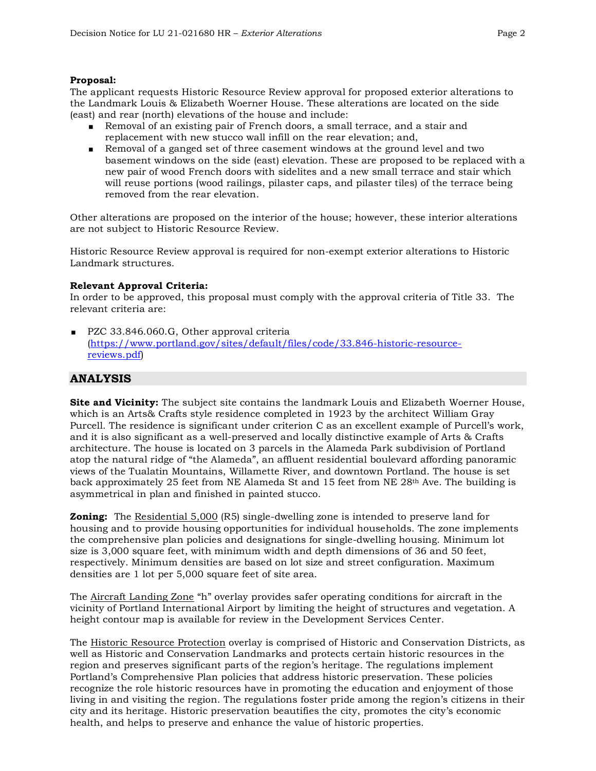**Proposal:**
The applicant requests Historic Resource Review approval for proposed exterior alterations to the Landmark Louis & Elizabeth Woerner House. These alterations are located on the side (east) and rear (north) elevations of the house and include:

- Removal of an existing pair of French doors, a small terrace, and a stair and replacement with new stucco wall infill on the rear elevation; and,
- Removal of a ganged set of three casement windows at the ground level and two basement windows on the side (east) elevation. These are proposed to be replaced with a new pair of wood French doors with sidelites and a new small terrace and stair which will reuse portions (wood railings, pilaster caps, and pilaster tiles) of the terrace being removed from the rear elevation.

Other alterations are proposed on the interior of the house; however, these interior alterations are not subject to Historic Resource Review.

Historic Resource Review approval is required for non-exempt exterior alterations to Historic Landmark structures.

**Relevant Approval Criteria:**
In order to be approved, this proposal must comply with the approval criteria of Title 33. The relevant criteria are:

- PZC 33.846.060.G, Other approval criteria (https://www.portland.gov/sites/default/files/code/33.846-historic-resource-reviews.pdf)

## ANALYSIS

**Site and Vicinity:** The subject site contains the landmark Louis and Elizabeth Woerner House, which is an Arts& Crafts style residence completed in 1923 by the architect William Gray Purcell. The residence is significant under criterion C as an excellent example of Purcell's work, and it is also significant as a well-preserved and locally distinctive example of Arts & Crafts architecture. The house is located on 3 parcels in the Alameda Park subdivision of Portland atop the natural ridge of "the Alameda", an affluent residential boulevard affording panoramic views of the Tualatin Mountains, Willamette River, and downtown Portland. The house is set back approximately 25 feet from NE Alameda St and 15 feet from NE 28th Ave. The building is asymmetrical in plan and finished in painted stucco.

**Zoning:** The Residential 5,000 (R5) single-dwelling zone is intended to preserve land for housing and to provide housing opportunities for individual households. The zone implements the comprehensive plan policies and designations for single-dwelling housing. Minimum lot size is 3,000 square feet, with minimum width and depth dimensions of 36 and 50 feet, respectively. Minimum densities are based on lot size and street configuration. Maximum densities are 1 lot per 5,000 square feet of site area.

The Aircraft Landing Zone "h" overlay provides safer operating conditions for aircraft in the vicinity of Portland International Airport by limiting the height of structures and vegetation. A height contour map is available for review in the Development Services Center.

The Historic Resource Protection overlay is comprised of Historic and Conservation Districts, as well as Historic and Conservation Landmarks and protects certain historic resources in the region and preserves significant parts of the region's heritage. The regulations implement Portland's Comprehensive Plan policies that address historic preservation. These policies recognize the role historic resources have in promoting the education and enjoyment of those living in and visiting the region. The regulations foster pride among the region's citizens in their city and its heritage. Historic preservation beautifies the city, promotes the city's economic health, and helps to preserve and enhance the value of historic properties.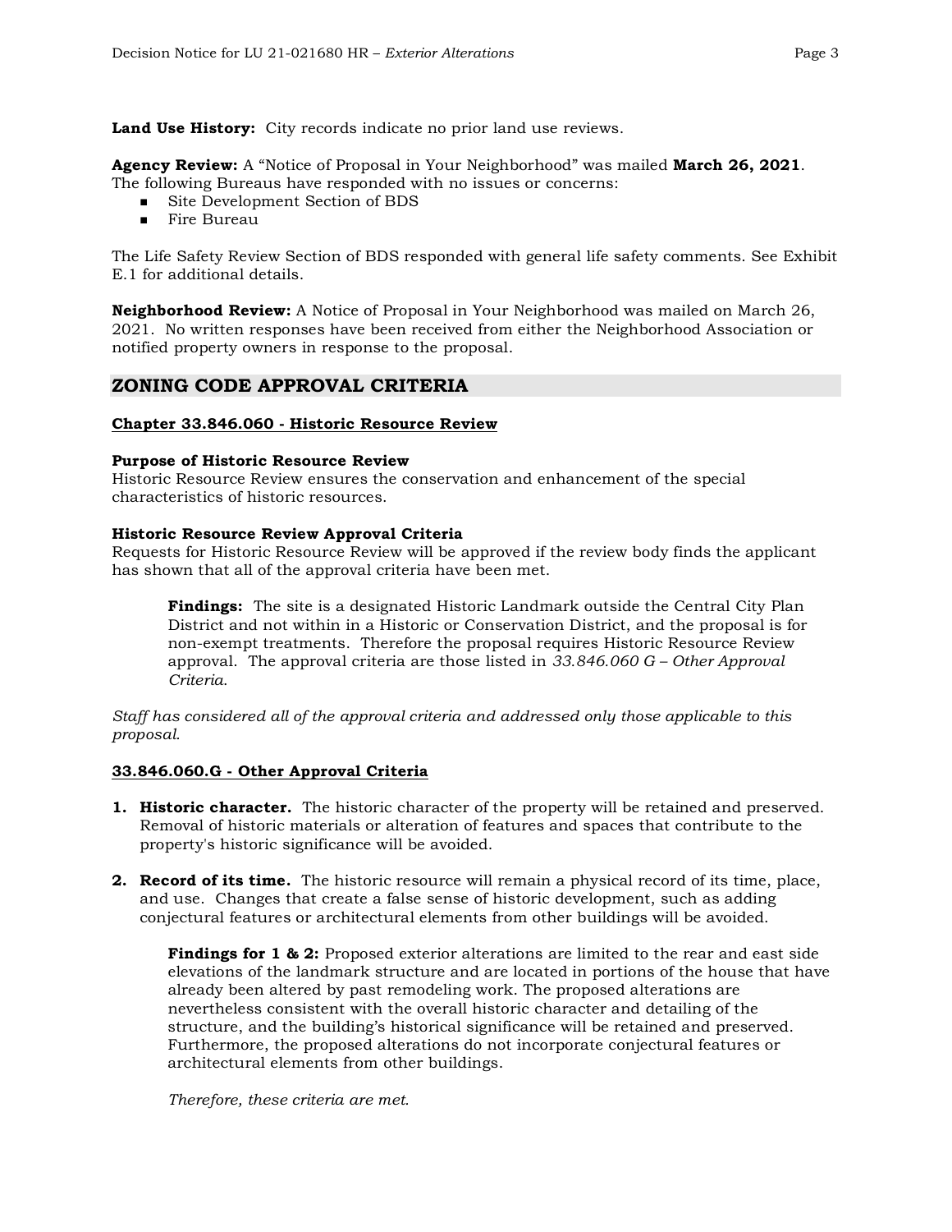**Land Use History:** City records indicate no prior land use reviews.

**Agency Review:** A "Notice of Proposal in Your Neighborhood" was mailed **March 26, 2021**. The following Bureaus have responded with no issues or concerns:

- Site Development Section of BDS
- Fire Bureau

The Life Safety Review Section of BDS responded with general life safety comments. See Exhibit E.1 for additional details.

**Neighborhood Review:** A Notice of Proposal in Your Neighborhood was mailed on March 26, 2021. No written responses have been received from either the Neighborhood Association or notified property owners in response to the proposal.

## ZONING CODE APPROVAL CRITERIA

### Chapter 33.846.060 - Historic Resource Review

**Purpose of Historic Resource Review**
Historic Resource Review ensures the conservation and enhancement of the special characteristics of historic resources.

**Historic Resource Review Approval Criteria**
Requests for Historic Resource Review will be approved if the review body finds the applicant has shown that all of the approval criteria have been met.

> **Findings:** The site is a designated Historic Landmark outside the Central City Plan District and not within in a Historic or Conservation District, and the proposal is for non-exempt treatments. Therefore the proposal requires Historic Resource Review approval. The approval criteria are those listed in *33.846.060 G – Other Approval Criteria*.

*Staff has considered all of the approval criteria and addressed only those applicable to this proposal.*

### 33.846.060.G - Other Approval Criteria

1. **Historic character.** The historic character of the property will be retained and preserved. Removal of historic materials or alteration of features and spaces that contribute to the property's historic significance will be avoided.

2. **Record of its time.** The historic resource will remain a physical record of its time, place, and use. Changes that create a false sense of historic development, such as adding conjectural features or architectural elements from other buildings will be avoided.

> **Findings for 1 & 2:** Proposed exterior alterations are limited to the rear and east side elevations of the landmark structure and are located in portions of the house that have already been altered by past remodeling work. The proposed alterations are nevertheless consistent with the overall historic character and detailing of the structure, and the building's historical significance will be retained and preserved. Furthermore, the proposed alterations do not incorporate conjectural features or architectural elements from other buildings.
>
> *Therefore, these criteria are met.*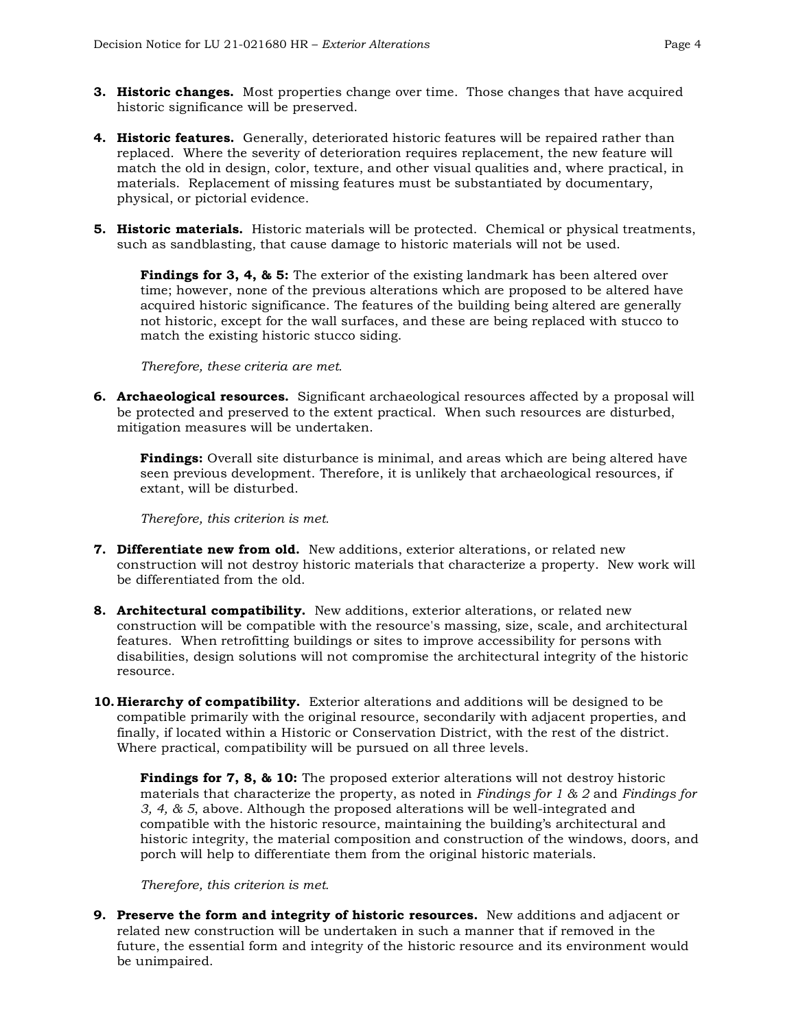3. **Historic changes.** Most properties change over time. Those changes that have acquired historic significance will be preserved.

4. **Historic features.** Generally, deteriorated historic features will be repaired rather than replaced. Where the severity of deterioration requires replacement, the new feature will match the old in design, color, texture, and other visual qualities and, where practical, in materials. Replacement of missing features must be substantiated by documentary, physical, or pictorial evidence.

5. **Historic materials.** Historic materials will be protected. Chemical or physical treatments, such as sandblasting, that cause damage to historic materials will not be used.

   **Findings for 3, 4, & 5:** The exterior of the existing landmark has been altered over time; however, none of the previous alterations which are proposed to be altered have acquired historic significance. The features of the building being altered are generally not historic, except for the wall surfaces, and these are being replaced with stucco to match the existing historic stucco siding.

   *Therefore, these criteria are met.*

6. **Archaeological resources.** Significant archaeological resources affected by a proposal will be protected and preserved to the extent practical. When such resources are disturbed, mitigation measures will be undertaken.

   **Findings:** Overall site disturbance is minimal, and areas which are being altered have seen previous development. Therefore, it is unlikely that archaeological resources, if extant, will be disturbed.

   *Therefore, this criterion is met.*

7. **Differentiate new from old.** New additions, exterior alterations, or related new construction will not destroy historic materials that characterize a property. New work will be differentiated from the old.

8. **Architectural compatibility.** New additions, exterior alterations, or related new construction will be compatible with the resource's massing, size, scale, and architectural features. When retrofitting buildings or sites to improve accessibility for persons with disabilities, design solutions will not compromise the architectural integrity of the historic resource.

10. **Hierarchy of compatibility.** Exterior alterations and additions will be designed to be compatible primarily with the original resource, secondarily with adjacent properties, and finally, if located within a Historic or Conservation District, with the rest of the district. Where practical, compatibility will be pursued on all three levels.

    **Findings for 7, 8, & 10:** The proposed exterior alterations will not destroy historic materials that characterize the property, as noted in *Findings for 1 & 2* and *Findings for 3, 4, & 5*, above. Although the proposed alterations will be well-integrated and compatible with the historic resource, maintaining the building's architectural and historic integrity, the material composition and construction of the windows, doors, and porch will help to differentiate them from the original historic materials.

    *Therefore, this criterion is met.*

9. **Preserve the form and integrity of historic resources.** New additions and adjacent or related new construction will be undertaken in such a manner that if removed in the future, the essential form and integrity of the historic resource and its environment would be unimpaired.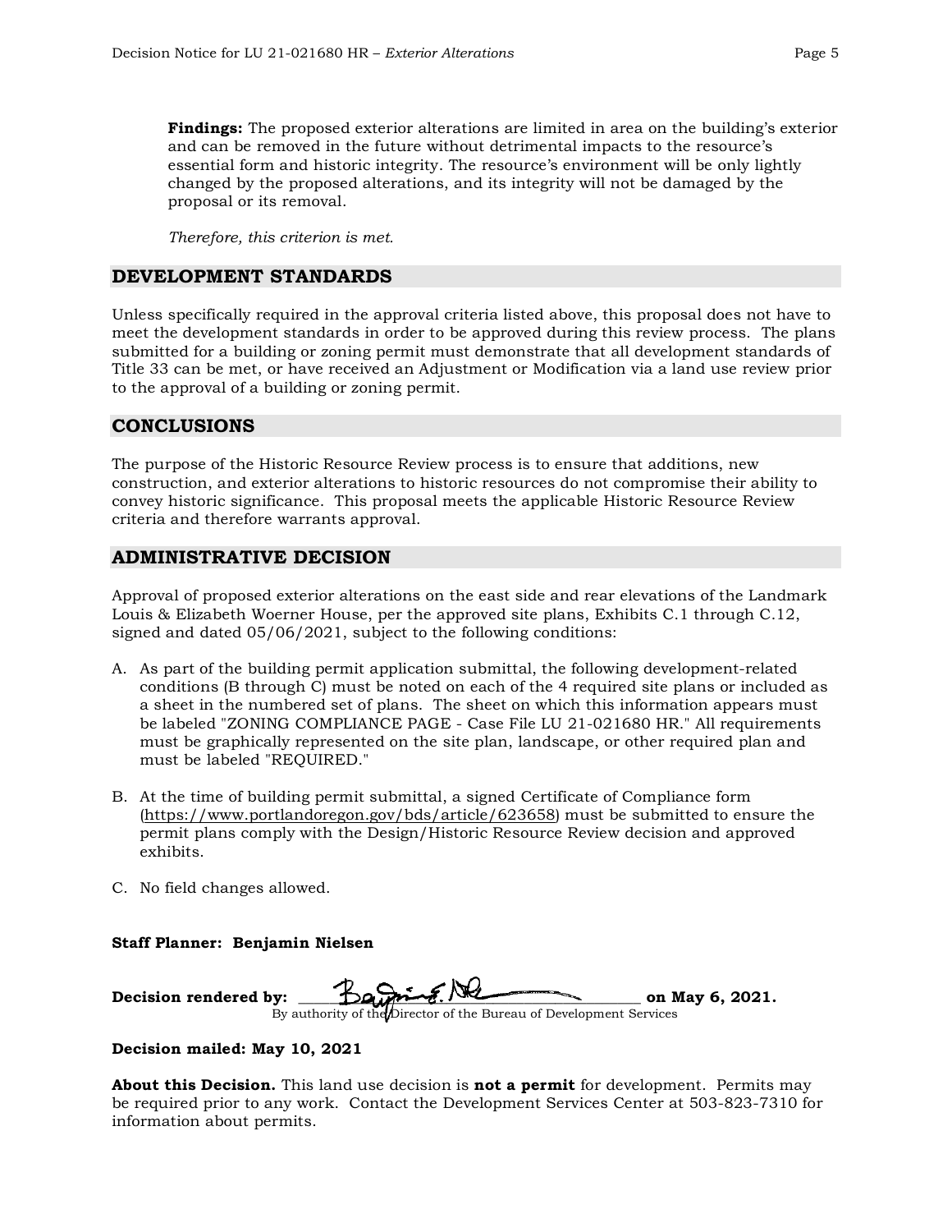**Findings:** The proposed exterior alterations are limited in area on the building's exterior and can be removed in the future without detrimental impacts to the resource's essential form and historic integrity. The resource's environment will be only lightly changed by the proposed alterations, and its integrity will not be damaged by the proposal or its removal.

*Therefore, this criterion is met.*

## DEVELOPMENT STANDARDS

Unless specifically required in the approval criteria listed above, this proposal does not have to meet the development standards in order to be approved during this review process. The plans submitted for a building or zoning permit must demonstrate that all development standards of Title 33 can be met, or have received an Adjustment or Modification via a land use review prior to the approval of a building or zoning permit.

## CONCLUSIONS

The purpose of the Historic Resource Review process is to ensure that additions, new construction, and exterior alterations to historic resources do not compromise their ability to convey historic significance. This proposal meets the applicable Historic Resource Review criteria and therefore warrants approval.

## ADMINISTRATIVE DECISION

Approval of proposed exterior alterations on the east side and rear elevations of the Landmark Louis & Elizabeth Woerner House, per the approved site plans, Exhibits C.1 through C.12, signed and dated 05/06/2021, subject to the following conditions:

A. As part of the building permit application submittal, the following development-related conditions (B through C) must be noted on each of the 4 required site plans or included as a sheet in the numbered set of plans. The sheet on which this information appears must be labeled "ZONING COMPLIANCE PAGE - Case File LU 21-021680 HR." All requirements must be graphically represented on the site plan, landscape, or other required plan and must be labeled "REQUIRED."

B. At the time of building permit submittal, a signed Certificate of Compliance form (https://www.portlandoregon.gov/bds/article/623658) must be submitted to ensure the permit plans comply with the Design/Historic Resource Review decision and approved exhibits.

C. No field changes allowed.

**Staff Planner: Benjamin Nielsen**

**Decision rendered by:** ______________________________ **on May 6, 2021.**
By authority of the Director of the Bureau of Development Services

**Decision mailed: May 10, 2021**

**About this Decision.** This land use decision is **not a permit** for development. Permits may be required prior to any work. Contact the Development Services Center at 503-823-7310 for information about permits.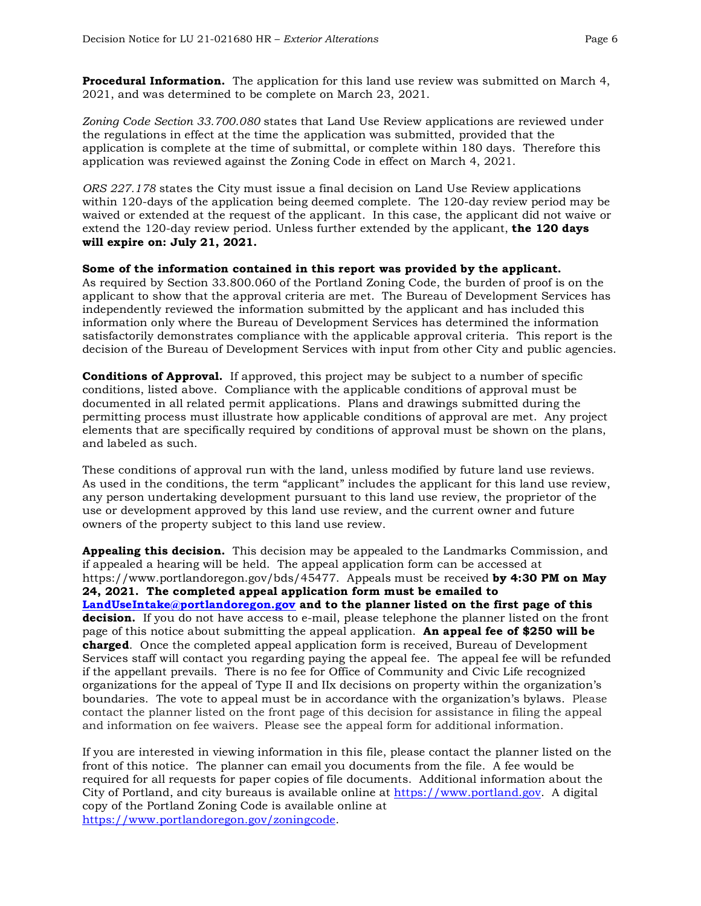**Procedural Information.** The application for this land use review was submitted on March 4, 2021, and was determined to be complete on March 23, 2021.

*Zoning Code Section 33.700.080* states that Land Use Review applications are reviewed under the regulations in effect at the time the application was submitted, provided that the application is complete at the time of submittal, or complete within 180 days. Therefore this application was reviewed against the Zoning Code in effect on March 4, 2021.

*ORS 227.178* states the City must issue a final decision on Land Use Review applications within 120-days of the application being deemed complete. The 120-day review period may be waived or extended at the request of the applicant. In this case, the applicant did not waive or extend the 120-day review period. Unless further extended by the applicant, **the 120 days will expire on: July 21, 2021.**

**Some of the information contained in this report was provided by the applicant.**
As required by Section 33.800.060 of the Portland Zoning Code, the burden of proof is on the applicant to show that the approval criteria are met. The Bureau of Development Services has independently reviewed the information submitted by the applicant and has included this information only where the Bureau of Development Services has determined the information satisfactorily demonstrates compliance with the applicable approval criteria. This report is the decision of the Bureau of Development Services with input from other City and public agencies.

**Conditions of Approval.** If approved, this project may be subject to a number of specific conditions, listed above. Compliance with the applicable conditions of approval must be documented in all related permit applications. Plans and drawings submitted during the permitting process must illustrate how applicable conditions of approval are met. Any project elements that are specifically required by conditions of approval must be shown on the plans, and labeled as such.

These conditions of approval run with the land, unless modified by future land use reviews. As used in the conditions, the term "applicant" includes the applicant for this land use review, any person undertaking development pursuant to this land use review, the proprietor of the use or development approved by this land use review, and the current owner and future owners of the property subject to this land use review.

**Appealing this decision.** This decision may be appealed to the Landmarks Commission, and if appealed a hearing will be held. The appeal application form can be accessed at https://www.portlandoregon.gov/bds/45477. Appeals must be received **by 4:30 PM on May 24, 2021. The completed appeal application form must be emailed to [LandUseIntake@portlandoregon.gov](mailto:LandUseIntake@portlandoregon.gov) and to the planner listed on the first page of this decision.** If you do not have access to e-mail, please telephone the planner listed on the front page of this notice about submitting the appeal application. **An appeal fee of $250 will be charged**. Once the completed appeal application form is received, Bureau of Development Services staff will contact you regarding paying the appeal fee. The appeal fee will be refunded if the appellant prevails. There is no fee for Office of Community and Civic Life recognized organizations for the appeal of Type II and IIx decisions on property within the organization's boundaries. The vote to appeal must be in accordance with the organization's bylaws. Please contact the planner listed on the front page of this decision for assistance in filing the appeal and information on fee waivers. Please see the appeal form for additional information.

If you are interested in viewing information in this file, please contact the planner listed on the front of this notice. The planner can email you documents from the file. A fee would be required for all requests for paper copies of file documents. Additional information about the City of Portland, and city bureaus is available online at [https://www.portland.gov](https://www.portland.gov). A digital copy of the Portland Zoning Code is available online at [https://www.portlandoregon.gov/zoningcode](https://www.portlandoregon.gov/zoningcode).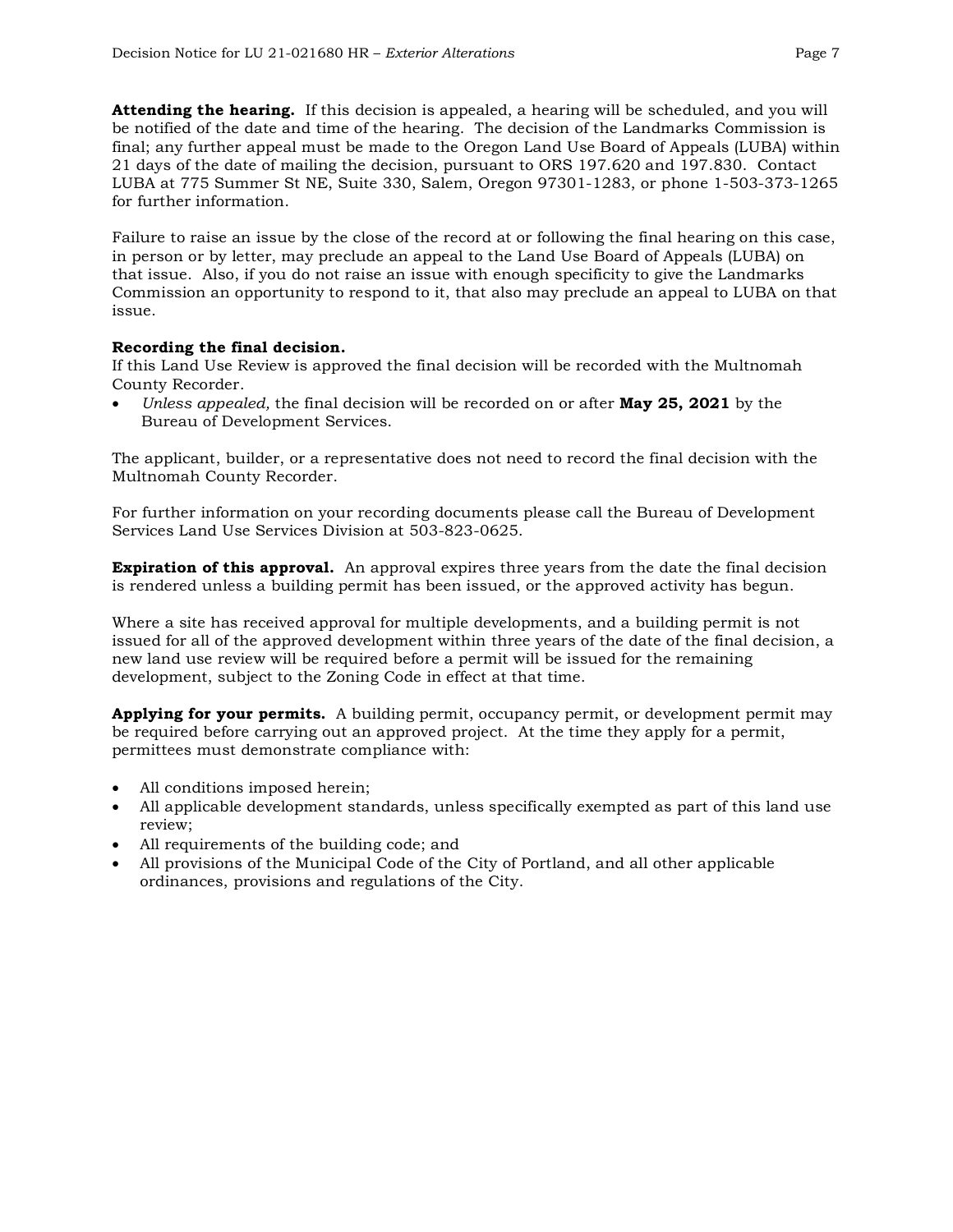**Attending the hearing.** If this decision is appealed, a hearing will be scheduled, and you will be notified of the date and time of the hearing. The decision of the Landmarks Commission is final; any further appeal must be made to the Oregon Land Use Board of Appeals (LUBA) within 21 days of the date of mailing the decision, pursuant to ORS 197.620 and 197.830. Contact LUBA at 775 Summer St NE, Suite 330, Salem, Oregon 97301-1283, or phone 1-503-373-1265 for further information.

Failure to raise an issue by the close of the record at or following the final hearing on this case, in person or by letter, may preclude an appeal to the Land Use Board of Appeals (LUBA) on that issue. Also, if you do not raise an issue with enough specificity to give the Landmarks Commission an opportunity to respond to it, that also may preclude an appeal to LUBA on that issue.

**Recording the final decision.**
If this Land Use Review is approved the final decision will be recorded with the Multnomah County Recorder.

- *Unless appealed,* the final decision will be recorded on or after **May 25, 2021** by the Bureau of Development Services.

The applicant, builder, or a representative does not need to record the final decision with the Multnomah County Recorder.

For further information on your recording documents please call the Bureau of Development Services Land Use Services Division at 503-823-0625.

**Expiration of this approval.** An approval expires three years from the date the final decision is rendered unless a building permit has been issued, or the approved activity has begun.

Where a site has received approval for multiple developments, and a building permit is not issued for all of the approved development within three years of the date of the final decision, a new land use review will be required before a permit will be issued for the remaining development, subject to the Zoning Code in effect at that time.

**Applying for your permits.** A building permit, occupancy permit, or development permit may be required before carrying out an approved project. At the time they apply for a permit, permittees must demonstrate compliance with:

- All conditions imposed herein;
- All applicable development standards, unless specifically exempted as part of this land use review;
- All requirements of the building code; and
- All provisions of the Municipal Code of the City of Portland, and all other applicable ordinances, provisions and regulations of the City.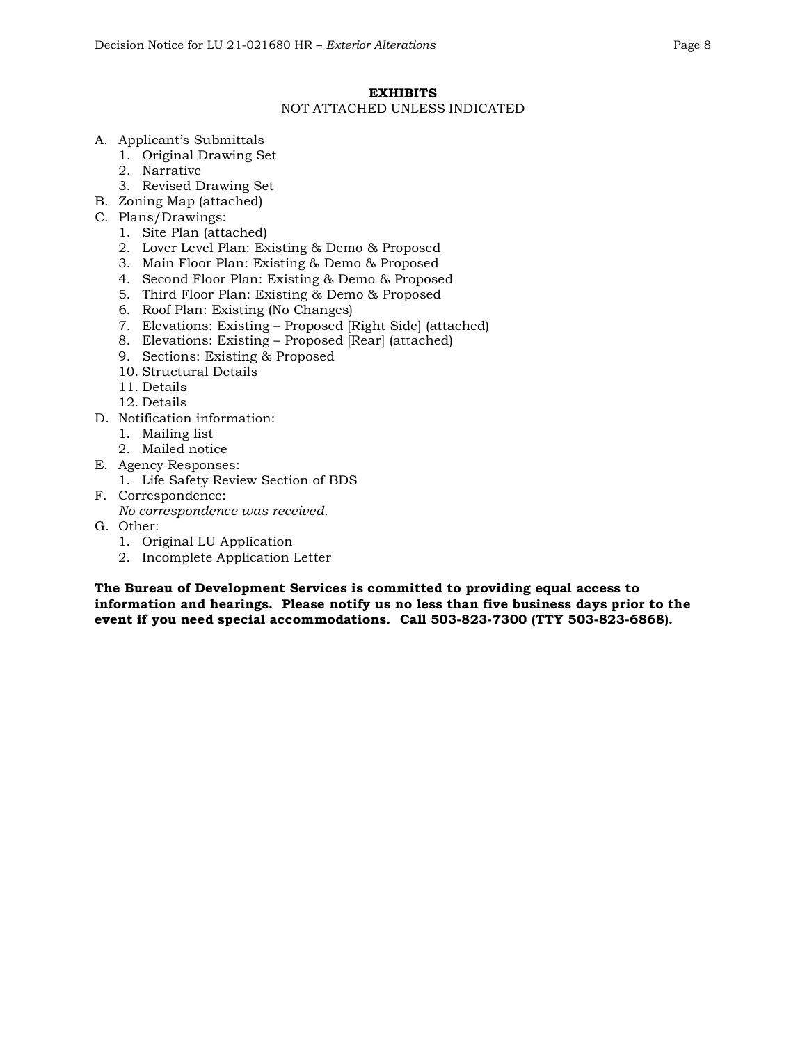**EXHIBITS**

NOT ATTACHED UNLESS INDICATED

A. Applicant's Submittals
   1. Original Drawing Set
   2. Narrative
   3. Revised Drawing Set
B. Zoning Map (attached)
C. Plans/Drawings:
   1. Site Plan (attached)
   2. Lover Level Plan: Existing & Demo & Proposed
   3. Main Floor Plan: Existing & Demo & Proposed
   4. Second Floor Plan: Existing & Demo & Proposed
   5. Third Floor Plan: Existing & Demo & Proposed
   6. Roof Plan: Existing (No Changes)
   7. Elevations: Existing – Proposed [Right Side] (attached)
   8. Elevations: Existing – Proposed [Rear] (attached)
   9. Sections: Existing & Proposed
   10. Structural Details
   11. Details
   12. Details
D. Notification information:
   1. Mailing list
   2. Mailed notice
E. Agency Responses:
   1. Life Safety Review Section of BDS
F. Correspondence:
   *No correspondence was received.*
G. Other:
   1. Original LU Application
   2. Incomplete Application Letter

**The Bureau of Development Services is committed to providing equal access to information and hearings. Please notify us no less than five business days prior to the event if you need special accommodations. Call 503-823-7300 (TTY 503-823-6868).**